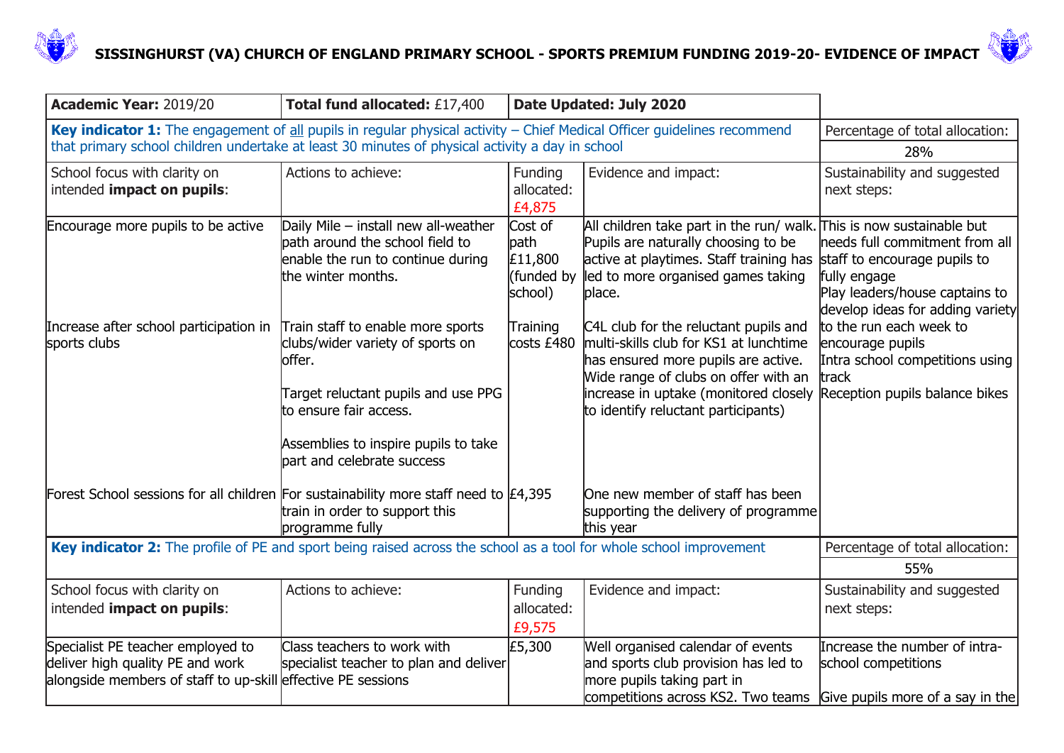# SISSINGHURST (VA) CHURCH OF ENGLAND PRIMARY SCHOOL - SPORTS PREMIUM FUNDING 2019-20- EVIDENCE OF IMPACT

| **Academic Year:** 2019/20 | **Total fund allocated:** £17,400 | **Date Updated: July 2020** | | |
|---|---|---|---|---|
| **Key indicator 1:** The engagement of all pupils in regular physical activity – Chief Medical Officer guidelines recommend that primary school children undertake at least 30 minutes of physical activity a day in school | | | | Percentage of total allocation: 28% |
| School focus with clarity on intended **impact on pupils**: | Actions to achieve: | Funding allocated: £4,875 | Evidence and impact: | Sustainability and suggested next steps: |
| Encourage more pupils to be active | Daily Mile – install new all-weather path around the school field to enable the run to continue during the winter months. | Cost of path £11,800 (funded by school) | All children take part in the run/ walk. Pupils are naturally choosing to be active at playtimes. Staff training has led to more organised games taking place. | This is now sustainable but needs full commitment from all staff to encourage pupils to fully engage<br>Play leaders/house captains to develop ideas for adding variety to the run each week to encourage pupils<br>Intra school competitions using track<br>Reception pupils balance bikes |
| Increase after school participation in sports clubs | Train staff to enable more sports clubs/wider variety of sports on offer.<br><br>Target reluctant pupils and use PPG to ensure fair access.<br><br>Assemblies to inspire pupils to take part and celebrate success | Training costs £480 | C4L club for the reluctant pupils and multi-skills club for KS1 at lunchtime has ensured more pupils are active. Wide range of clubs on offer with an increase in uptake (monitored closely to identify reluctant participants) | |
| Forest School sessions for all children | For sustainability more staff need to train in order to support this programme fully | £4,395 | One new member of staff has been supporting the delivery of programme this year | |
| **Key indicator 2:** The profile of PE and sport being raised across the school as a tool for whole school improvement | | | | Percentage of total allocation: 55% |
| School focus with clarity on intended **impact on pupils**: | Actions to achieve: | Funding allocated: £9,575 | Evidence and impact: | Sustainability and suggested next steps: |
| Specialist PE teacher employed to deliver high quality PE and work alongside members of staff to up-skill | Class teachers to work with specialist teacher to plan and deliver effective PE sessions | £5,300 | Well organised calendar of events and sports club provision has led to more pupils taking part in competitions across KS2. Two teams | Increase the number of intra-school competitions<br><br>Give pupils more of a say in the |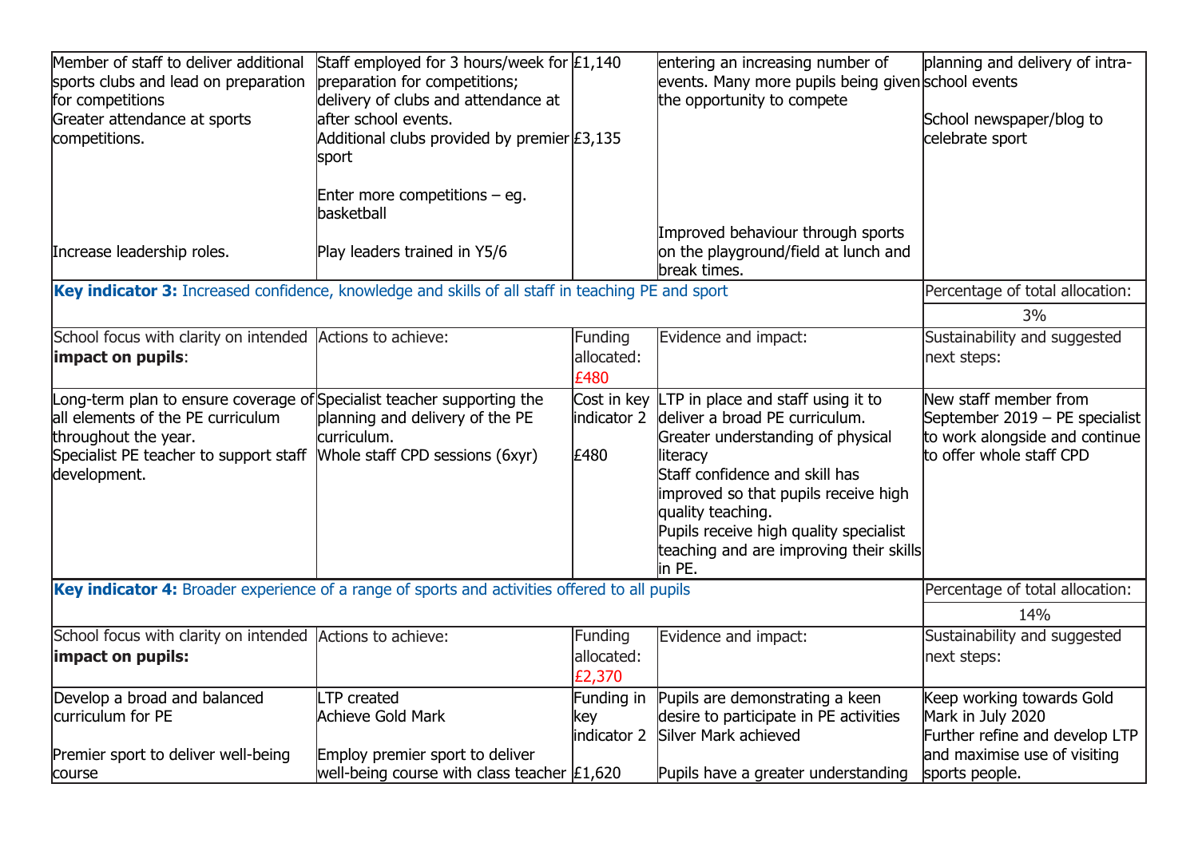| | | | | |
|---|---|---|---|---|
| Member of staff to deliver additional sports clubs and lead on preparation for competitions<br>Greater attendance at sports competitions.<br><br><br><br><br>Increase leadership roles. | Staff employed for 3 hours/week for preparation for competitions; delivery of clubs and attendance at after school events.<br>Additional clubs provided by premier sport<br><br>Enter more competitions – eg. basketball<br><br>Play leaders trained in Y5/6 | £1,140<br><br><br><br>£3,135 | entering an increasing number of events. Many more pupils being given the opportunity to compete<br><br><br><br><br><br>Improved behaviour through sports on the playground/field at lunch and break times. | planning and delivery of intra-school events<br><br>School newspaper/blog to celebrate sport |
| **Key indicator 3:** Increased confidence, knowledge and skills of all staff in teaching PE and sport | | | | Percentage of total allocation:<br>3% |
| School focus with clarity on intended **impact on pupils**: | Actions to achieve: | Funding allocated:<br>£480 | Evidence and impact: | Sustainability and suggested next steps: |
| Long-term plan to ensure coverage of all elements of the PE curriculum throughout the year.<br>Specialist PE teacher to support staff development. | Specialist teacher supporting the planning and delivery of the PE curriculum.<br>Whole staff CPD sessions (6xyr) | Cost in key indicator 2<br><br>£480 | LTP in place and staff using it to deliver a broad PE curriculum.<br>Greater understanding of physical literacy<br>Staff confidence and skill has improved so that pupils receive high quality teaching.<br>Pupils receive high quality specialist teaching and are improving their skills in PE. | New staff member from September 2019 – PE specialist to work alongside and continue to offer whole staff CPD |
| **Key indicator 4:** Broader experience of a range of sports and activities offered to all pupils | | | | Percentage of total allocation:<br>14% |
| School focus with clarity on intended **impact on pupils:** | Actions to achieve: | Funding allocated:<br>£2,370 | Evidence and impact: | Sustainability and suggested next steps: |
| Develop a broad and balanced curriculum for PE<br><br>Premier sport to deliver well-being course | LTP created<br>Achieve Gold Mark<br><br>Employ premier sport to deliver well-being course with class teacher | Funding in key indicator 2<br><br>£1,620 | Pupils are demonstrating a keen desire to participate in PE activities<br>Silver Mark achieved<br><br>Pupils have a greater understanding | Keep working towards Gold Mark in July 2020<br>Further refine and develop LTP and maximise use of visiting sports people. |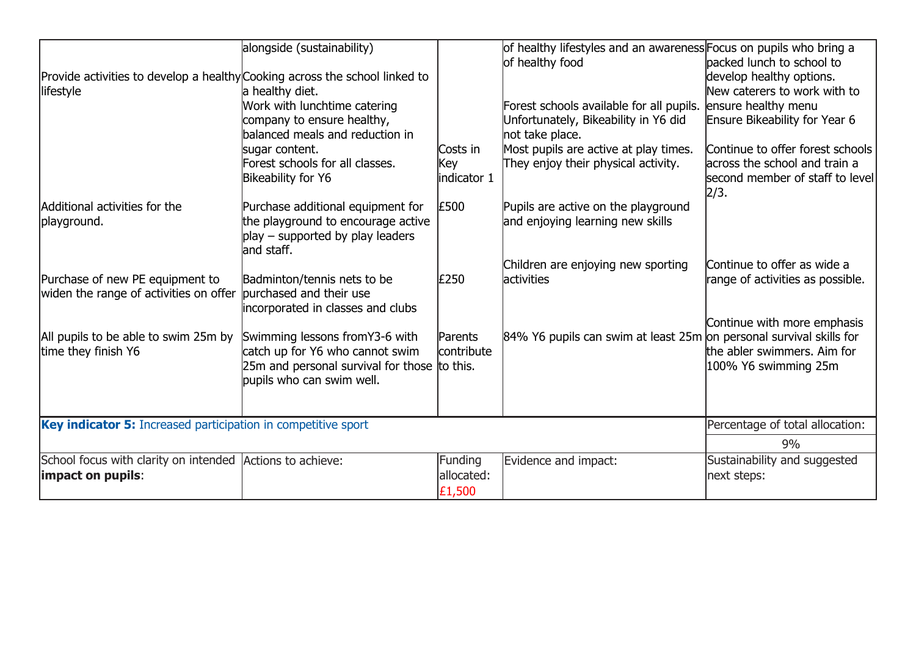| | | | | |
|---|---|---|---|---|
| | alongside (sustainability) | | of healthy lifestyles and an awareness of healthy food | Focus on pupils who bring a packed lunch to school to develop healthy options. |
| Provide activities to develop a healthy lifestyle | Cooking across the school linked to a healthy diet.<br>Work with lunchtime catering company to ensure healthy, balanced meals and reduction in sugar content.<br>Forest schools for all classes.<br>Bikeability for Y6 | Costs in Key indicator 1 | Forest schools available for all pupils. Unfortunately, Bikeability in Y6 did not take place.<br>Most pupils are active at play times. They enjoy their physical activity. | New caterers to work with to ensure healthy menu<br>Ensure Bikeability for Year 6<br>Continue to offer forest schools across the school and train a second member of staff to level 2/3. |
| Additional activities for the playground. | Purchase additional equipment for the playground to encourage active play – supported by play leaders and staff. | £500 | Pupils are active on the playground and enjoying learning new skills | |
| Purchase of new PE equipment to widen the range of activities on offer | Badminton/tennis nets to be purchased and their use incorporated in classes and clubs | £250 | Children are enjoying new sporting activities | Continue to offer as wide a range of activities as possible. |
| All pupils to be able to swim 25m by time they finish Y6 | Swimming lessons fromY3-6 with catch up for Y6 who cannot swim 25m and personal survival for those pupils who can swim well. | Parents contribute to this. | 84% Y6 pupils can swim at least 25m | Continue with more emphasis on personal survival skills for the abler swimmers. Aim for 100% Y6 swimming 25m |

| | | | | |
|---|---|---|---|---|
| **Key indicator 5:** Increased participation in competitive sport | | | | Percentage of total allocation: |
| | | | | 9% |
| School focus with clarity on intended **impact on pupils**: | Actions to achieve: | Funding allocated: £1,500 | Evidence and impact: | Sustainability and suggested next steps: |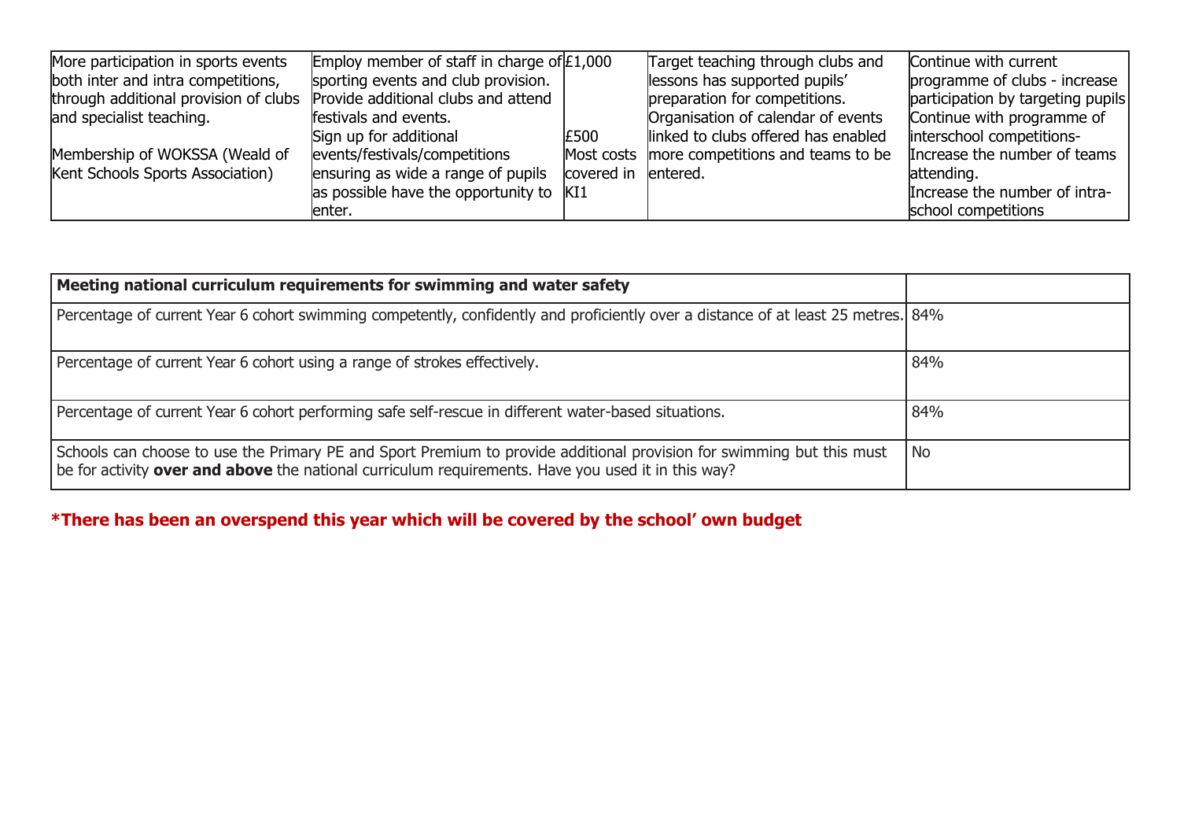| | | | | |
|---|---|---|---|---|
| More participation in sports events both inter and intra competitions, through additional provision of clubs and specialist teaching.<br><br>Membership of WOKSSA (Weald of Kent Schools Sports Association) | Employ member of staff in charge of sporting events and club provision. Provide additional clubs and attend festivals and events.<br>Sign up for additional events/festivals/competitions ensuring as wide a range of pupils as possible have the opportunity to enter. | £1,000<br><br><br>£500<br>Most costs covered in KI1 | Target teaching through clubs and lessons has supported pupils' preparation for competitions. Organisation of calendar of events linked to clubs offered has enabled more competitions and teams to be entered. | Continue with current programme of clubs - increase participation by targeting pupils<br>Continue with programme of interschool competitions-<br>Increase the number of teams attending.<br>Increase the number of intra-school competitions |

| **Meeting national curriculum requirements for swimming and water safety** | |
|---|---|
| Percentage of current Year 6 cohort swimming competently, confidently and proficiently over a distance of at least 25 metres. | 84% |
| Percentage of current Year 6 cohort using a range of strokes effectively. | 84% |
| Percentage of current Year 6 cohort performing safe self-rescue in different water-based situations. | 84% |
| Schools can choose to use the Primary PE and Sport Premium to provide additional provision for swimming but this must be for activity **over and above** the national curriculum requirements. Have you used it in this way? | No |

***There has been an overspend this year which will be covered by the school' own budget**